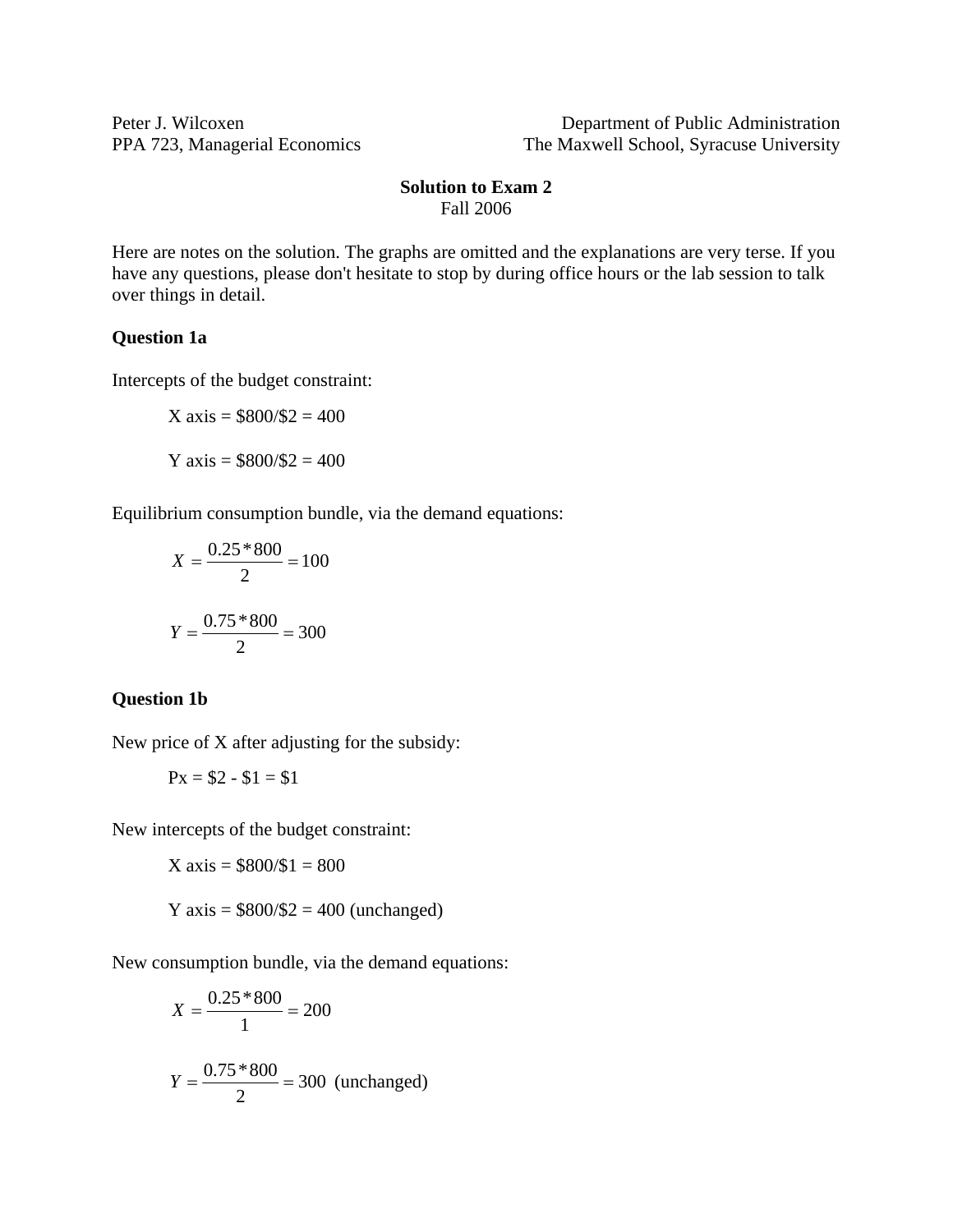Peter J. Wilcoxen
PPA 723, Managerial Economics

Department of Public Administration
The Maxwell School, Syracuse University

**Solution to Exam 2**
Fall 2006

Here are notes on the solution. The graphs are omitted and the explanations are very terse. If you have any questions, please don't hesitate to stop by during office hours or the lab session to talk over things in detail.

**Question 1a**

Intercepts of the budget constraint:

X axis = $800/$2 = 400

Y axis = $800/$2 = 400

Equilibrium consumption bundle, via the demand equations:

$$X = \frac{0.25 * 800}{2} = 100$$

$$Y = \frac{0.75 * 800}{2} = 300$$

**Question 1b**

New price of X after adjusting for the subsidy:

Px = $2 - $1 = $1

New intercepts of the budget constraint:

X axis = $800/$1 = 800

Y axis = $800/$2 = 400 (unchanged)

New consumption bundle, via the demand equations:

$$X = \frac{0.25 * 800}{1} = 200$$

$$Y = \frac{0.75 * 800}{2} = 300 \text{ (unchanged)}$$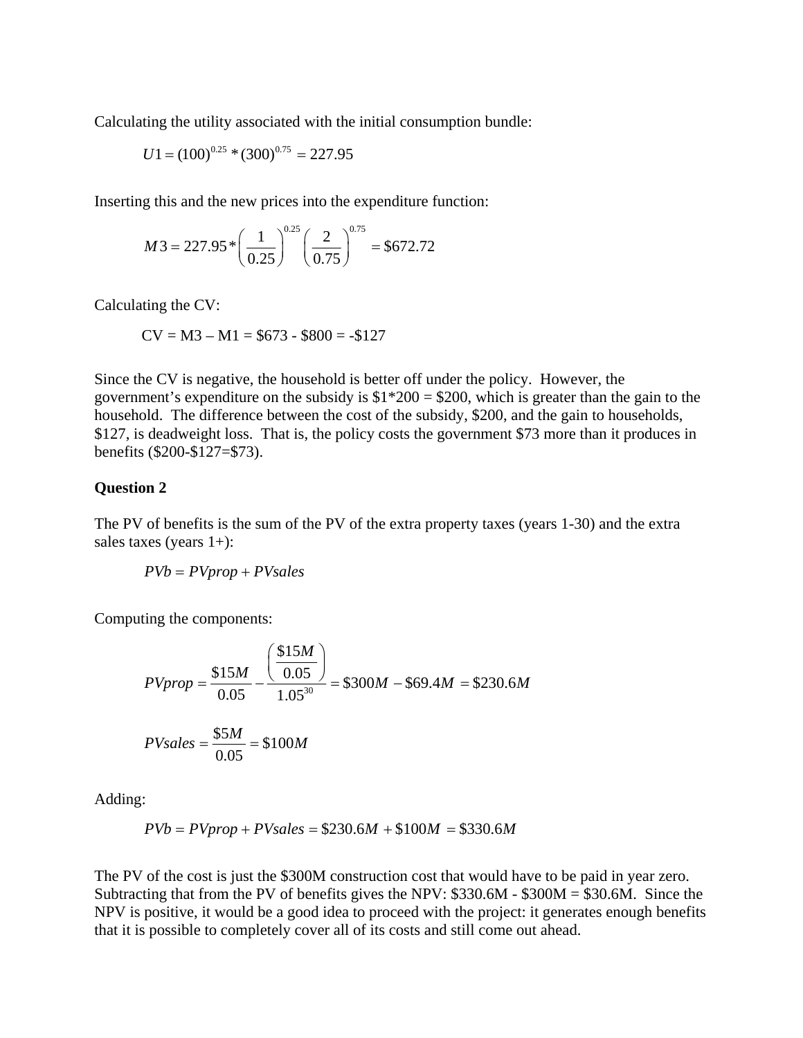Calculating the utility associated with the initial consumption bundle:

$$U1 = (100)^{0.25} * (300)^{0.75} = 227.95$$

Inserting this and the new prices into the expenditure function:

$$M3 = 227.95 * \left(\frac{1}{0.25}\right)^{0.25} \left(\frac{2}{0.75}\right)^{0.75} = \$672.72$$

Calculating the CV:

CV = M3 – M1 = $673 - $800 = -$127

Since the CV is negative, the household is better off under the policy. However, the government's expenditure on the subsidy is $1*200 = $200, which is greater than the gain to the household. The difference between the cost of the subsidy, $200, and the gain to households, $127, is deadweight loss. That is, the policy costs the government $73 more than it produces in benefits ($200-$127=$73).

**Question 2**

The PV of benefits is the sum of the PV of the extra property taxes (years 1-30) and the extra sales taxes (years 1+):

$$PVb = PVprop + PVsales$$

Computing the components:

$$PVprop = \frac{\$15M}{0.05} - \frac{\left(\frac{\$15M}{0.05}\right)}{1.05^{30}} = \$300M - \$69.4M = \$230.6M$$

$$PVsales = \frac{\$5M}{0.05} = \$100M$$

Adding:

$$PVb = PVprop + PVsales = \$230.6M + \$100M = \$330.6M$$

The PV of the cost is just the $300M construction cost that would have to be paid in year zero. Subtracting that from the PV of benefits gives the NPV: $330.6M - $300M = $30.6M. Since the NPV is positive, it would be a good idea to proceed with the project: it generates enough benefits that it is possible to completely cover all of its costs and still come out ahead.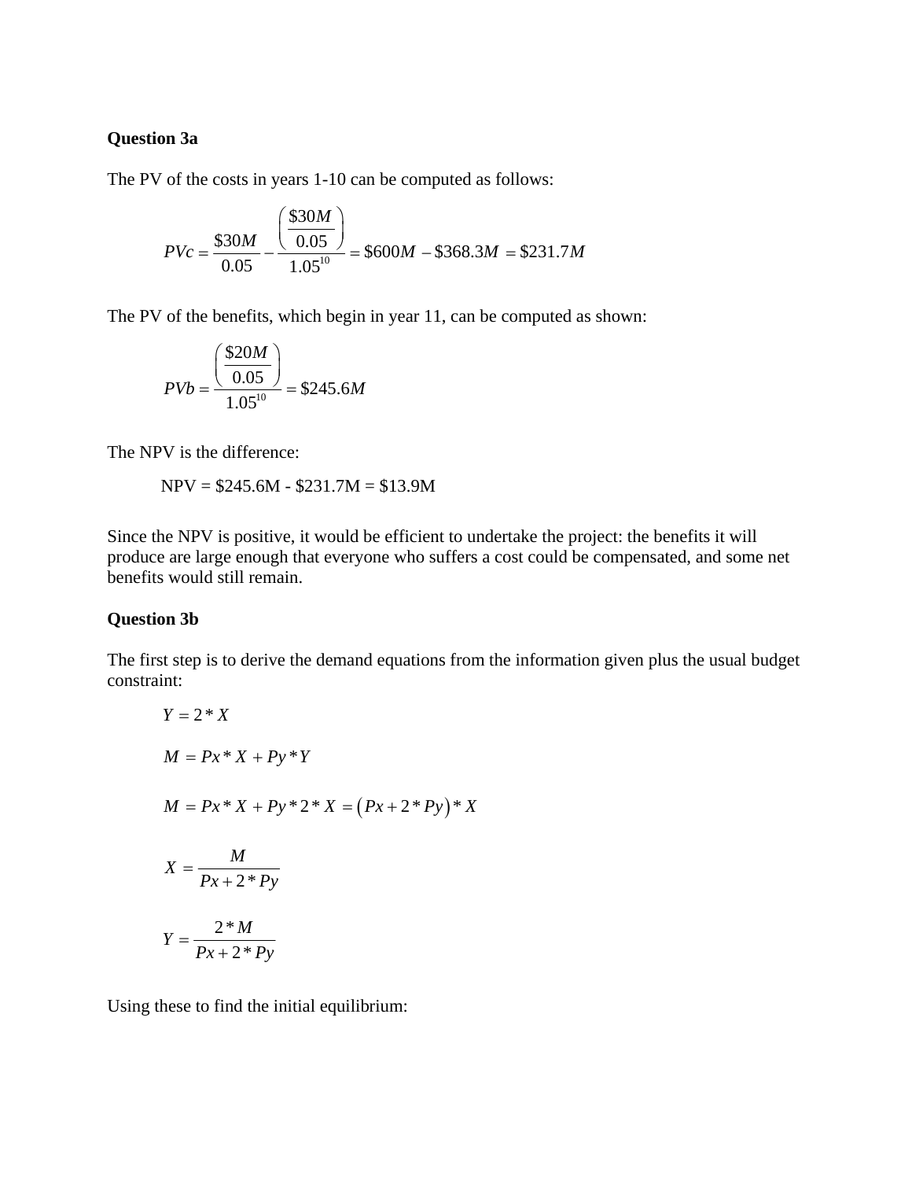**Question 3a**

The PV of the costs in years 1-10 can be computed as follows:

$$PVc = \frac{\$30M}{0.05} - \frac{\left(\dfrac{\$30M}{0.05}\right)}{1.05^{10}} = \$600M - \$368.3M = \$231.7M$$

The PV of the benefits, which begin in year 11, can be computed as shown:

$$PVb = \frac{\left(\dfrac{\$20M}{0.05}\right)}{1.05^{10}} = \$245.6M$$

The NPV is the difference:

NPV = \$245.6M - \$231.7M = \$13.9M

Since the NPV is positive, it would be efficient to undertake the project: the benefits it will produce are large enough that everyone who suffers a cost could be compensated, and some net benefits would still remain.

**Question 3b**

The first step is to derive the demand equations from the information given plus the usual budget constraint:

$$Y = 2 * X$$

$$M = Px * X + Py * Y$$

$$M = Px * X + Py * 2 * X = \left(Px + 2 * Py\right) * X$$

$$X = \frac{M}{Px + 2 * Py}$$

$$Y = \frac{2 * M}{Px + 2 * Py}$$

Using these to find the initial equilibrium: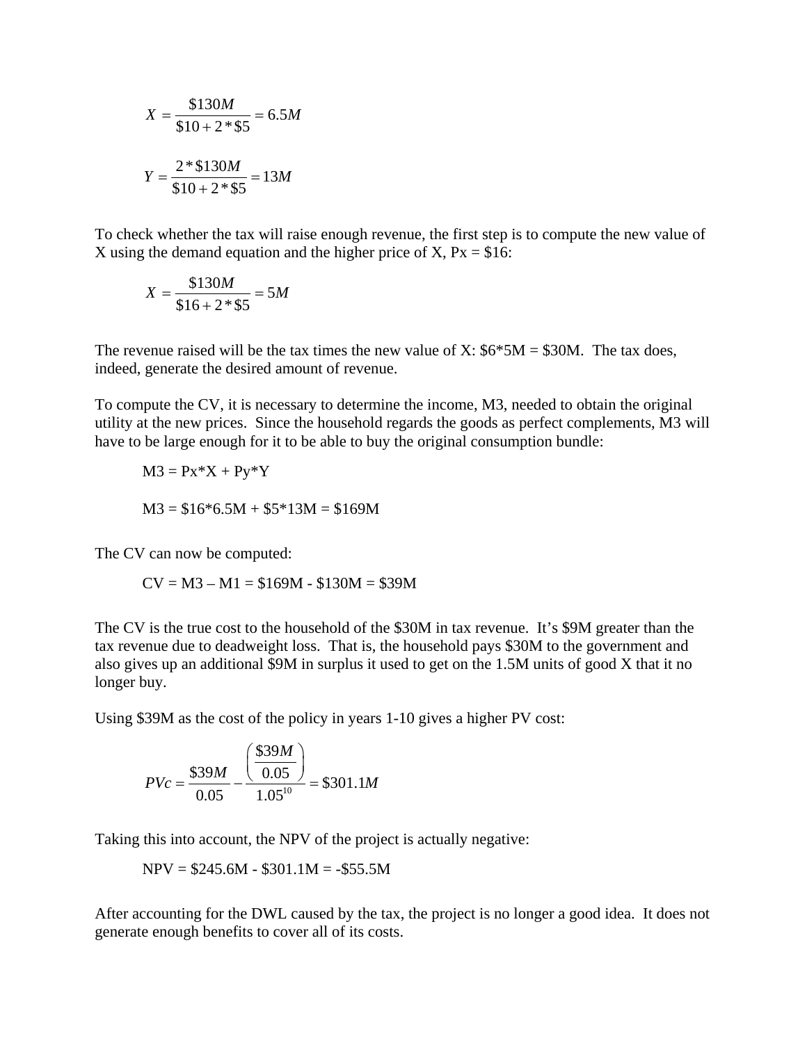$$X = \frac{\$130M}{\$10 + 2 * \$5} = 6.5M$$

$$Y = \frac{2 * \$130M}{\$10 + 2 * \$5} = 13M$$

To check whether the tax will raise enough revenue, the first step is to compute the new value of X using the demand equation and the higher price of X, Px = $16:

$$X = \frac{\$130M}{\$16 + 2 * \$5} = 5M$$

The revenue raised will be the tax times the new value of X: $6*5M = $30M. The tax does, indeed, generate the desired amount of revenue.

To compute the CV, it is necessary to determine the income, M3, needed to obtain the original utility at the new prices. Since the household regards the goods as perfect complements, M3 will have to be large enough for it to be able to buy the original consumption bundle:

M3 = Px*X + Py*Y

M3 = $16*6.5M + $5*13M = $169M

The CV can now be computed:

CV = M3 – M1 = $169M - $130M = $39M

The CV is the true cost to the household of the $30M in tax revenue. It's $9M greater than the tax revenue due to deadweight loss. That is, the household pays $30M to the government and also gives up an additional $9M in surplus it used to get on the 1.5M units of good X that it no longer buy.

Using $39M as the cost of the policy in years 1-10 gives a higher PV cost:

$$PVc = \frac{\$39M}{0.05} - \frac{\left(\frac{\$39M}{0.05}\right)}{1.05^{10}} = \$301.1M$$

Taking this into account, the NPV of the project is actually negative:

NPV = $245.6M - $301.1M = -$55.5M

After accounting for the DWL caused by the tax, the project is no longer a good idea. It does not generate enough benefits to cover all of its costs.